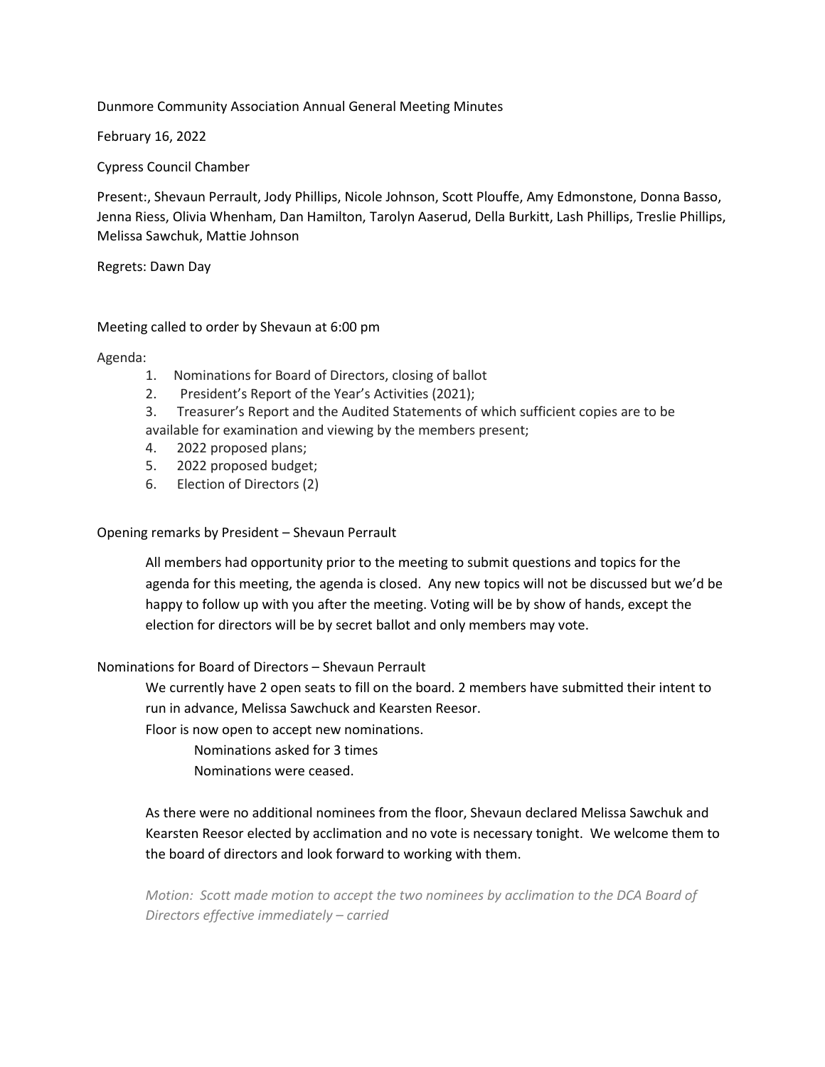Dunmore Community Association Annual General Meeting Minutes

February 16, 2022

Cypress Council Chamber

Present:, Shevaun Perrault, Jody Phillips, Nicole Johnson, Scott Plouffe, Amy Edmonstone, Donna Basso, Jenna Riess, Olivia Whenham, Dan Hamilton, Tarolyn Aaserud, Della Burkitt, Lash Phillips, Treslie Phillips, Melissa Sawchuk, Mattie Johnson

Regrets: Dawn Day

Meeting called to order by Shevaun at 6:00 pm

Agenda:

1. Nominations for Board of Directors, closing of ballot
2. President's Report of the Year's Activities (2021);
3. Treasurer's Report and the Audited Statements of which sufficient copies are to be available for examination and viewing by the members present;
4. 2022 proposed plans;
5. 2022 proposed budget;
6. Election of Directors (2)

Opening remarks by President – Shevaun Perrault

> All members had opportunity prior to the meeting to submit questions and topics for the agenda for this meeting, the agenda is closed. Any new topics will not be discussed but we'd be happy to follow up with you after the meeting. Voting will be by show of hands, except the election for directors will be by secret ballot and only members may vote.

Nominations for Board of Directors – Shevaun Perrault

> We currently have 2 open seats to fill on the board. 2 members have submitted their intent to run in advance, Melissa Sawchuck and Kearsten Reesor.
>
> Floor is now open to accept new nominations.
>
> > Nominations asked for 3 times
> >
> > Nominations were ceased.
>
> As there were no additional nominees from the floor, Shevaun declared Melissa Sawchuk and Kearsten Reesor elected by acclimation and no vote is necessary tonight. We welcome them to the board of directors and look forward to working with them.
>
> *Motion: Scott made motion to accept the two nominees by acclimation to the DCA Board of Directors effective immediately – carried*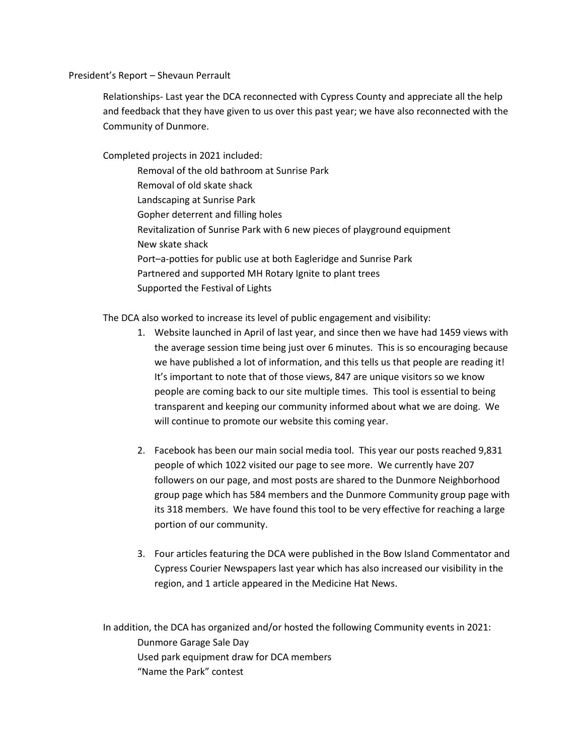President's Report – Shevaun Perrault

Relationships- Last year the DCA reconnected with Cypress County and appreciate all the help and feedback that they have given to us over this past year; we have also reconnected with the Community of Dunmore.

Completed projects in 2021 included:

- Removal of the old bathroom at Sunrise Park
- Removal of old skate shack
- Landscaping at Sunrise Park
- Gopher deterrent and filling holes
- Revitalization of Sunrise Park with 6 new pieces of playground equipment
- New skate shack
- Port–a-potties for public use at both Eagleridge and Sunrise Park
- Partnered and supported MH Rotary Ignite to plant trees
- Supported the Festival of Lights

The DCA also worked to increase its level of public engagement and visibility:

1. Website launched in April of last year, and since then we have had 1459 views with the average session time being just over 6 minutes. This is so encouraging because we have published a lot of information, and this tells us that people are reading it! It's important to note that of those views, 847 are unique visitors so we know people are coming back to our site multiple times. This tool is essential to being transparent and keeping our community informed about what we are doing. We will continue to promote our website this coming year.

2. Facebook has been our main social media tool. This year our posts reached 9,831 people of which 1022 visited our page to see more. We currently have 207 followers on our page, and most posts are shared to the Dunmore Neighborhood group page which has 584 members and the Dunmore Community group page with its 318 members. We have found this tool to be very effective for reaching a large portion of our community.

3. Four articles featuring the DCA were published in the Bow Island Commentator and Cypress Courier Newspapers last year which has also increased our visibility in the region, and 1 article appeared in the Medicine Hat News.

In addition, the DCA has organized and/or hosted the following Community events in 2021:

- Dunmore Garage Sale Day
- Used park equipment draw for DCA members
- "Name the Park" contest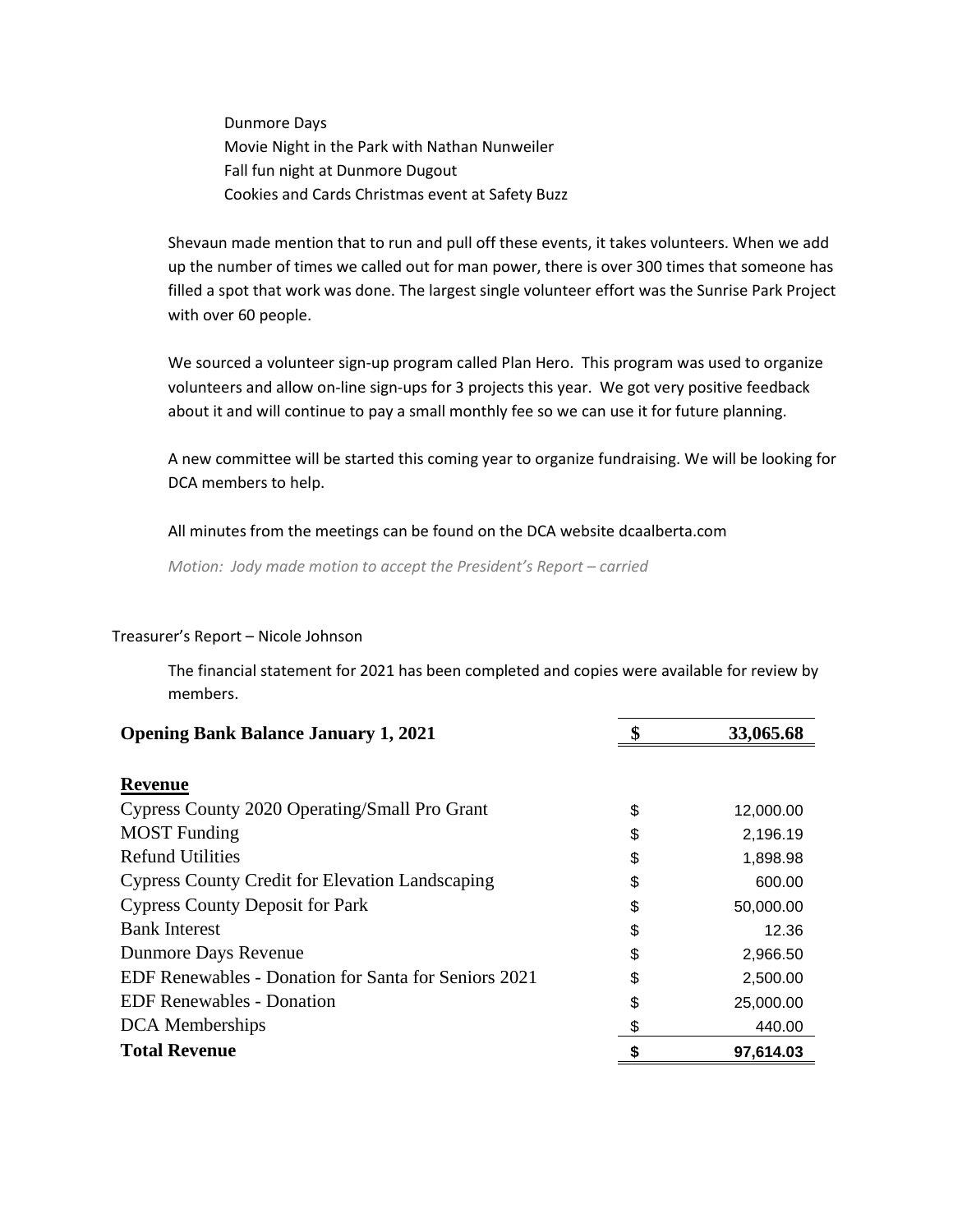Dunmore Days
Movie Night in the Park with Nathan Nunweiler
Fall fun night at Dunmore Dugout
Cookies and Cards Christmas event at Safety Buzz

Shevaun made mention that to run and pull off these events, it takes volunteers. When we add up the number of times we called out for man power, there is over 300 times that someone has filled a spot that work was done. The largest single volunteer effort was the Sunrise Park Project with over 60 people.

We sourced a volunteer sign-up program called Plan Hero. This program was used to organize volunteers and allow on-line sign-ups for 3 projects this year. We got very positive feedback about it and will continue to pay a small monthly fee so we can use it for future planning.

A new committee will be started this coming year to organize fundraising. We will be looking for DCA members to help.

All minutes from the meetings can be found on the DCA website dcaalberta.com

*Motion: Jody made motion to accept the President's Report – carried*

Treasurer's Report – Nicole Johnson

The financial statement for 2021 has been completed and copies were available for review by members.

| **Opening Bank Balance January 1, 2021** | **$** | **33,065.68** |
|---|---|---|
| | | |
| **Revenue** | | |
| Cypress County 2020 Operating/Small Pro Grant | $ | 12,000.00 |
| MOST Funding | $ | 2,196.19 |
| Refund Utilities | $ | 1,898.98 |
| Cypress County Credit for Elevation Landscaping | $ | 600.00 |
| Cypress County Deposit for Park | $ | 50,000.00 |
| Bank Interest | $ | 12.36 |
| Dunmore Days Revenue | $ | 2,966.50 |
| EDF Renewables - Donation for Santa for Seniors 2021 | $ | 2,500.00 |
| EDF Renewables - Donation | $ | 25,000.00 |
| DCA Memberships | $ | 440.00 |
| **Total Revenue** | **$** | **97,614.03** |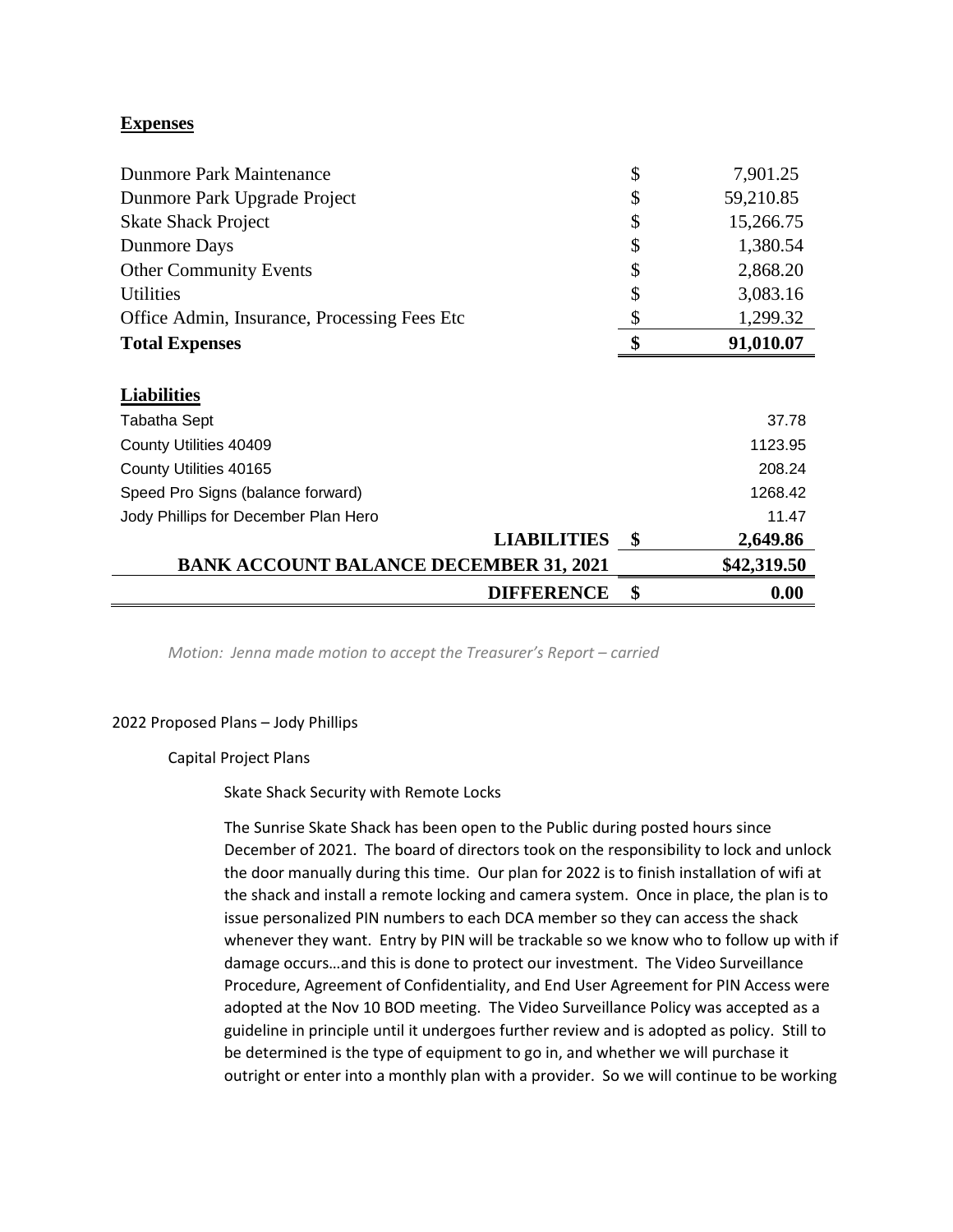**Expenses**

| | | |
|---|---|---|
| Dunmore Park Maintenance | $ | 7,901.25 |
| Dunmore Park Upgrade Project | $ | 59,210.85 |
| Skate Shack Project | $ | 15,266.75 |
| Dunmore Days | $ | 1,380.54 |
| Other Community Events | $ | 2,868.20 |
| Utilities | $ | 3,083.16 |
| Office Admin, Insurance, Processing Fees Etc | $ | 1,299.32 |
| **Total Expenses** | **$** | **91,010.07** |

**Liabilities**

| | | |
|---|---|---|
| Tabatha Sept | | 37.78 |
| County Utilities 40409 | | 1123.95 |
| County Utilities 40165 | | 208.24 |
| Speed Pro Signs (balance forward) | | 1268.42 |
| Jody Phillips for December Plan Hero | | 11.47 |
| **LIABILITIES** | **$** | **2,649.86** |
| **BANK ACCOUNT BALANCE DECEMBER 31, 2021** | | **$42,319.50** |
| **DIFFERENCE** | **$** | **0.00** |

*Motion: Jenna made motion to accept the Treasurer's Report – carried*

2022 Proposed Plans – Jody Phillips

Capital Project Plans

Skate Shack Security with Remote Locks

The Sunrise Skate Shack has been open to the Public during posted hours since December of 2021. The board of directors took on the responsibility to lock and unlock the door manually during this time. Our plan for 2022 is to finish installation of wifi at the shack and install a remote locking and camera system. Once in place, the plan is to issue personalized PIN numbers to each DCA member so they can access the shack whenever they want. Entry by PIN will be trackable so we know who to follow up with if damage occurs…and this is done to protect our investment. The Video Surveillance Procedure, Agreement of Confidentiality, and End User Agreement for PIN Access were adopted at the Nov 10 BOD meeting. The Video Surveillance Policy was accepted as a guideline in principle until it undergoes further review and is adopted as policy. Still to be determined is the type of equipment to go in, and whether we will purchase it outright or enter into a monthly plan with a provider. So we will continue to be working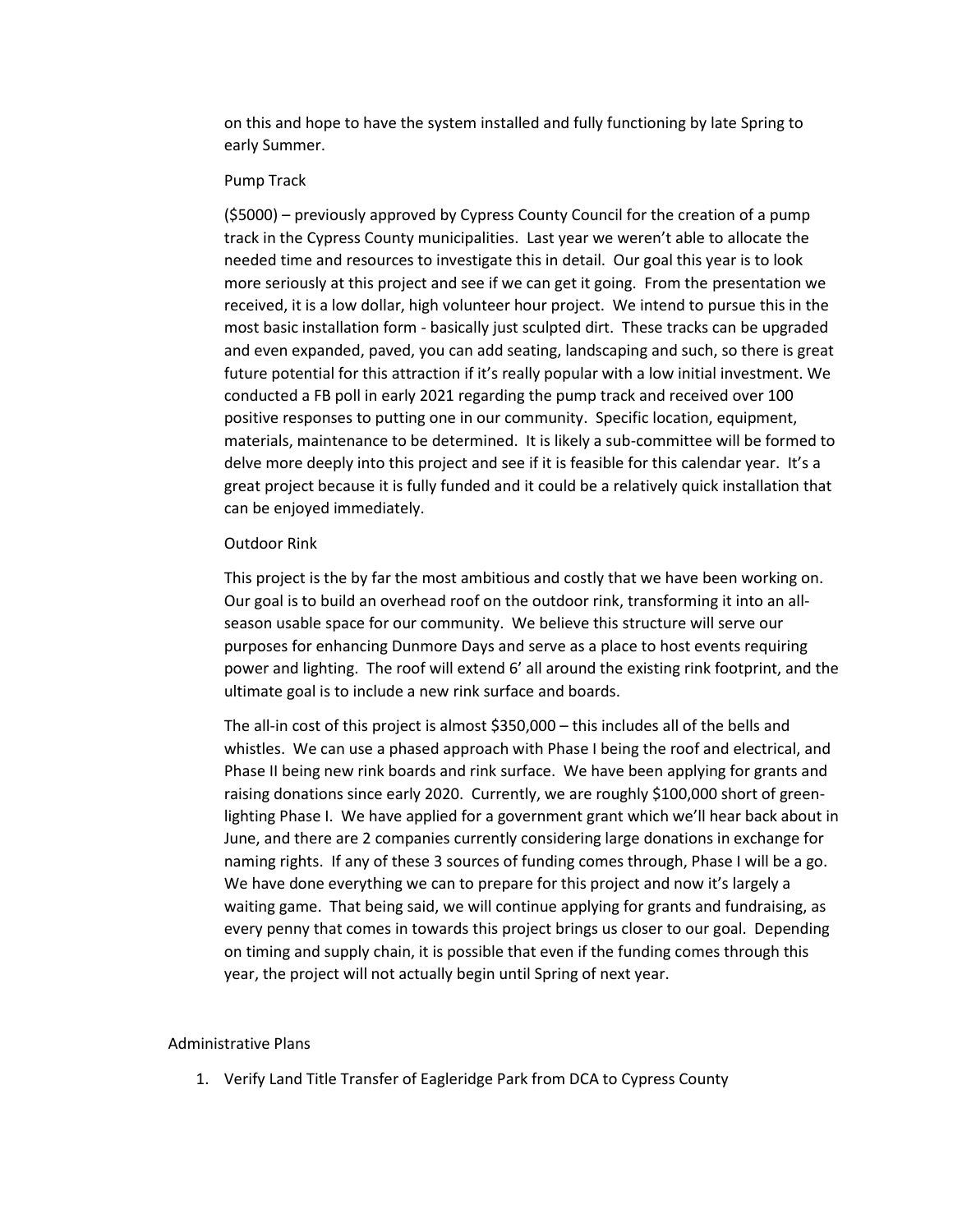on this and hope to have the system installed and fully functioning by late Spring to early Summer.

Pump Track

($5000) – previously approved by Cypress County Council for the creation of a pump track in the Cypress County municipalities. Last year we weren't able to allocate the needed time and resources to investigate this in detail. Our goal this year is to look more seriously at this project and see if we can get it going. From the presentation we received, it is a low dollar, high volunteer hour project. We intend to pursue this in the most basic installation form - basically just sculpted dirt. These tracks can be upgraded and even expanded, paved, you can add seating, landscaping and such, so there is great future potential for this attraction if it's really popular with a low initial investment. We conducted a FB poll in early 2021 regarding the pump track and received over 100 positive responses to putting one in our community. Specific location, equipment, materials, maintenance to be determined. It is likely a sub-committee will be formed to delve more deeply into this project and see if it is feasible for this calendar year. It's a great project because it is fully funded and it could be a relatively quick installation that can be enjoyed immediately.

Outdoor Rink

This project is the by far the most ambitious and costly that we have been working on. Our goal is to build an overhead roof on the outdoor rink, transforming it into an all-season usable space for our community. We believe this structure will serve our purposes for enhancing Dunmore Days and serve as a place to host events requiring power and lighting. The roof will extend 6' all around the existing rink footprint, and the ultimate goal is to include a new rink surface and boards.

The all-in cost of this project is almost $350,000 – this includes all of the bells and whistles. We can use a phased approach with Phase I being the roof and electrical, and Phase II being new rink boards and rink surface. We have been applying for grants and raising donations since early 2020. Currently, we are roughly $100,000 short of green-lighting Phase I. We have applied for a government grant which we'll hear back about in June, and there are 2 companies currently considering large donations in exchange for naming rights. If any of these 3 sources of funding comes through, Phase I will be a go. We have done everything we can to prepare for this project and now it's largely a waiting game. That being said, we will continue applying for grants and fundraising, as every penny that comes in towards this project brings us closer to our goal. Depending on timing and supply chain, it is possible that even if the funding comes through this year, the project will not actually begin until Spring of next year.

Administrative Plans

1. Verify Land Title Transfer of Eagleridge Park from DCA to Cypress County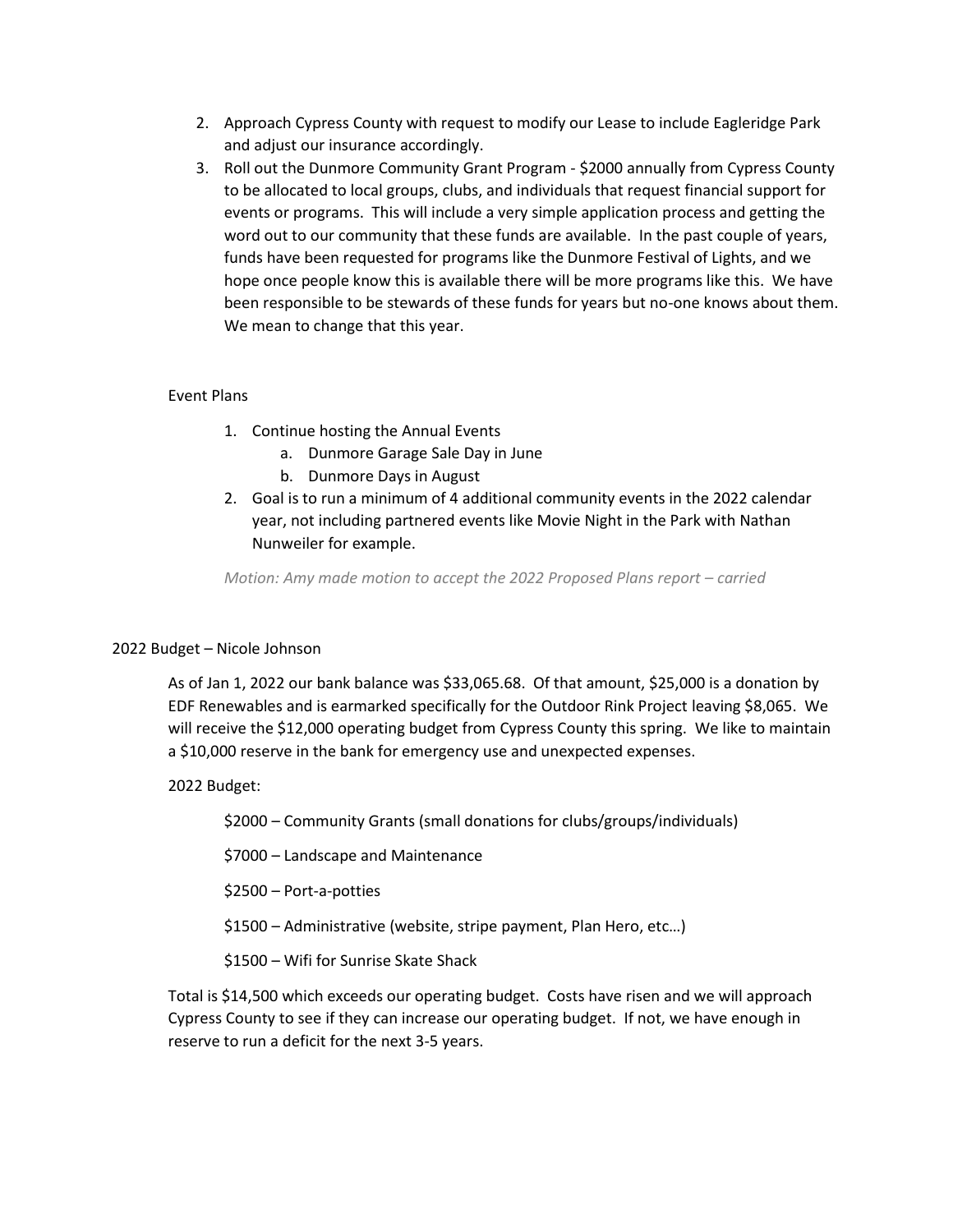2. Approach Cypress County with request to modify our Lease to include Eagleridge Park and adjust our insurance accordingly.
3. Roll out the Dunmore Community Grant Program - $2000 annually from Cypress County to be allocated to local groups, clubs, and individuals that request financial support for events or programs. This will include a very simple application process and getting the word out to our community that these funds are available. In the past couple of years, funds have been requested for programs like the Dunmore Festival of Lights, and we hope once people know this is available there will be more programs like this. We have been responsible to be stewards of these funds for years but no-one knows about them. We mean to change that this year.

Event Plans

1. Continue hosting the Annual Events
   a. Dunmore Garage Sale Day in June
   b. Dunmore Days in August
2. Goal is to run a minimum of 4 additional community events in the 2022 calendar year, not including partnered events like Movie Night in the Park with Nathan Nunweiler for example.

*Motion: Amy made motion to accept the 2022 Proposed Plans report – carried*

2022 Budget – Nicole Johnson

As of Jan 1, 2022 our bank balance was $33,065.68. Of that amount, $25,000 is a donation by EDF Renewables and is earmarked specifically for the Outdoor Rink Project leaving $8,065. We will receive the $12,000 operating budget from Cypress County this spring. We like to maintain a $10,000 reserve in the bank for emergency use and unexpected expenses.

2022 Budget:

$2000 – Community Grants (small donations for clubs/groups/individuals)

$7000 – Landscape and Maintenance

$2500 – Port-a-potties

$1500 – Administrative (website, stripe payment, Plan Hero, etc…)

$1500 – Wifi for Sunrise Skate Shack

Total is $14,500 which exceeds our operating budget. Costs have risen and we will approach Cypress County to see if they can increase our operating budget. If not, we have enough in reserve to run a deficit for the next 3-5 years.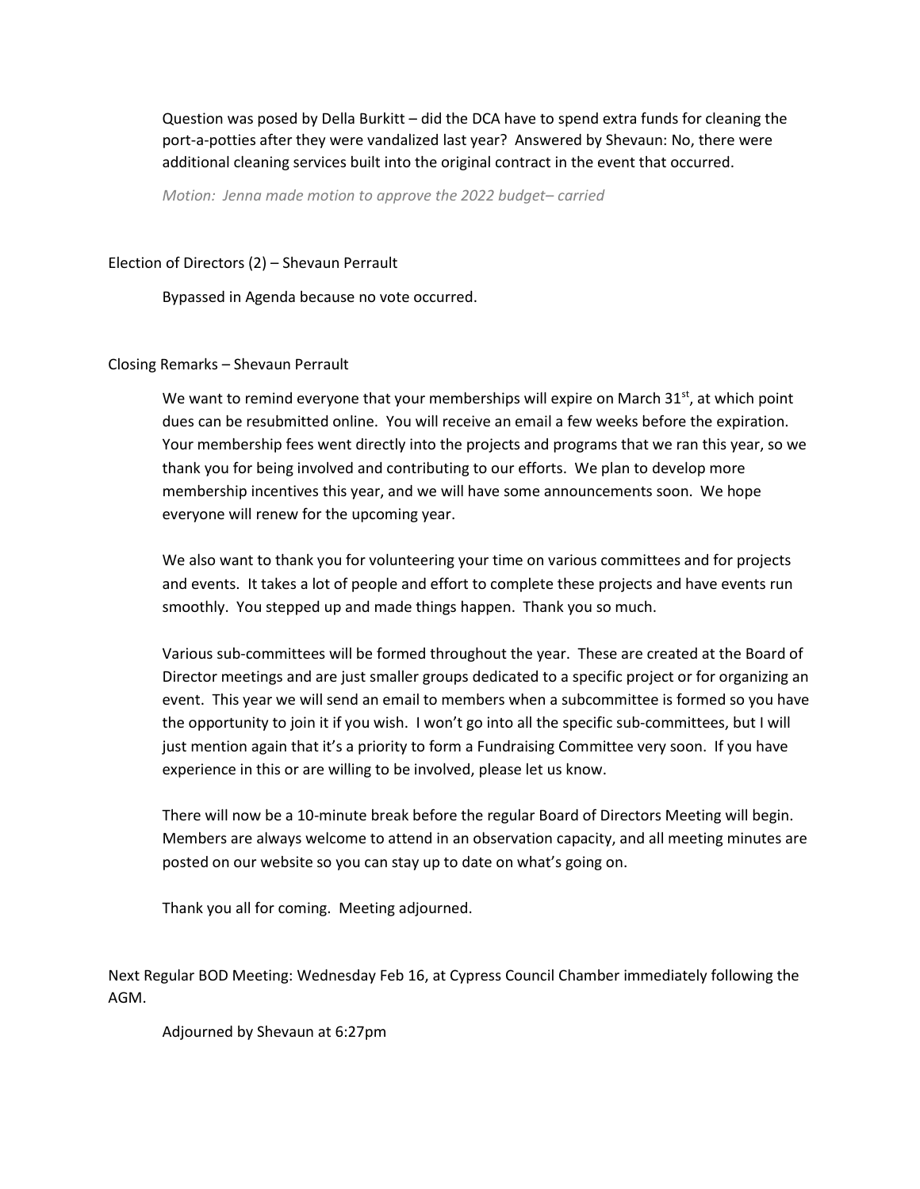Question was posed by Della Burkitt – did the DCA have to spend extra funds for cleaning the port-a-potties after they were vandalized last year? Answered by Shevaun: No, there were additional cleaning services built into the original contract in the event that occurred.

*Motion: Jenna made motion to approve the 2022 budget– carried*

Election of Directors (2) – Shevaun Perrault

Bypassed in Agenda because no vote occurred.

Closing Remarks – Shevaun Perrault

We want to remind everyone that your memberships will expire on March 31st, at which point dues can be resubmitted online. You will receive an email a few weeks before the expiration. Your membership fees went directly into the projects and programs that we ran this year, so we thank you for being involved and contributing to our efforts. We plan to develop more membership incentives this year, and we will have some announcements soon. We hope everyone will renew for the upcoming year.

We also want to thank you for volunteering your time on various committees and for projects and events. It takes a lot of people and effort to complete these projects and have events run smoothly. You stepped up and made things happen. Thank you so much.

Various sub-committees will be formed throughout the year. These are created at the Board of Director meetings and are just smaller groups dedicated to a specific project or for organizing an event. This year we will send an email to members when a subcommittee is formed so you have the opportunity to join it if you wish. I won't go into all the specific sub-committees, but I will just mention again that it's a priority to form a Fundraising Committee very soon. If you have experience in this or are willing to be involved, please let us know.

There will now be a 10-minute break before the regular Board of Directors Meeting will begin. Members are always welcome to attend in an observation capacity, and all meeting minutes are posted on our website so you can stay up to date on what's going on.

Thank you all for coming. Meeting adjourned.

Next Regular BOD Meeting: Wednesday Feb 16, at Cypress Council Chamber immediately following the AGM.

Adjourned by Shevaun at 6:27pm